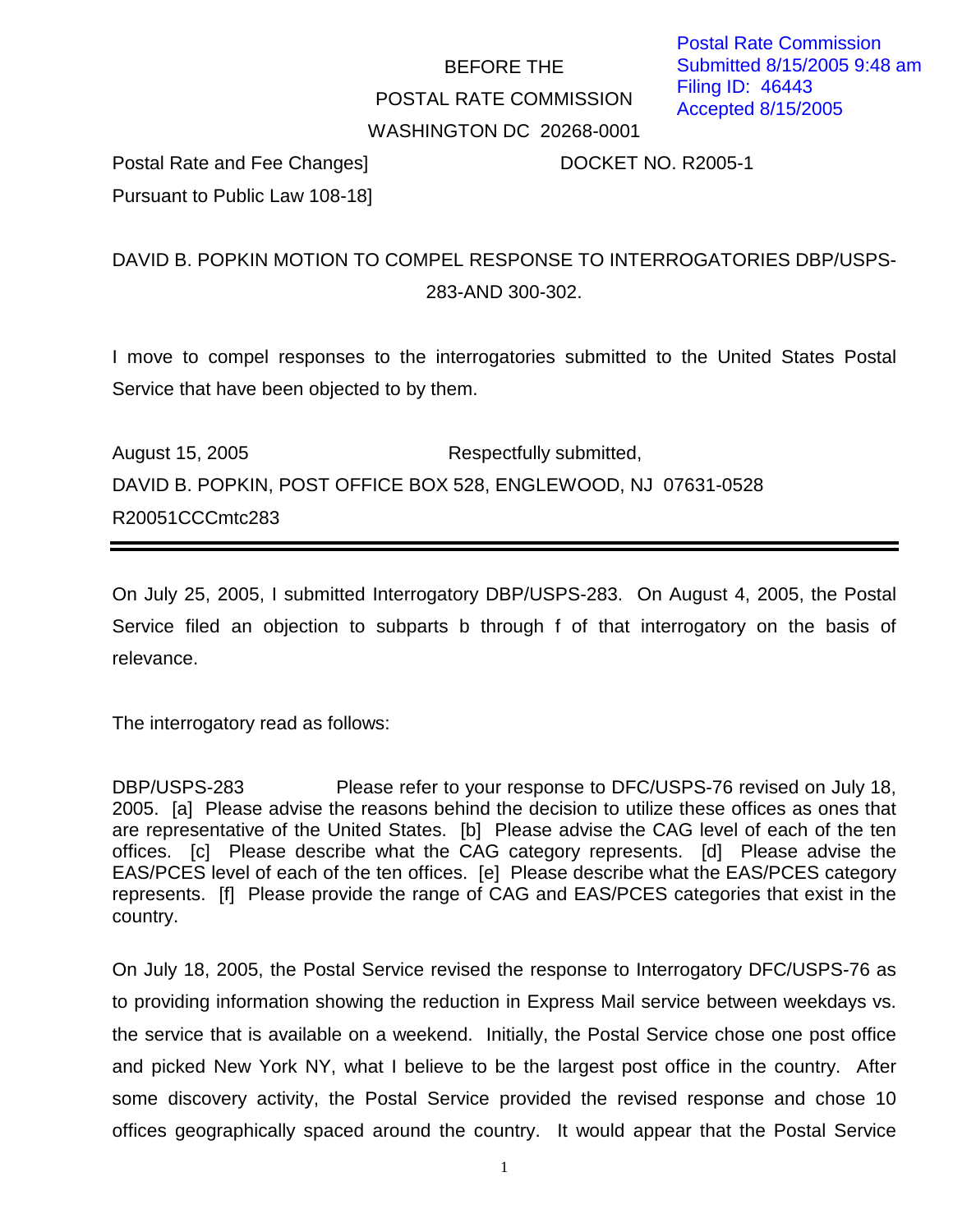Postal Rate Commission
Submitted 8/15/2005 9:48 am
Filing ID: 46443
Accepted 8/15/2005

BEFORE THE

POSTAL RATE COMMISSION

WASHINGTON DC 20268-0001

Postal Rate and Fee Changes] DOCKET NO. R2005-1

Pursuant to Public Law 108-18]

DAVID B. POPKIN MOTION TO COMPEL RESPONSE TO INTERROGATORIES DBP/USPS-283-AND 300-302.

I move to compel responses to the interrogatories submitted to the United States Postal Service that have been objected to by them.

August 15, 2005 Respectfully submitted,

DAVID B. POPKIN, POST OFFICE BOX 528, ENGLEWOOD, NJ 07631-0528

R20051CCCmtc283

---

On July 25, 2005, I submitted Interrogatory DBP/USPS-283. On August 4, 2005, the Postal Service filed an objection to subparts b through f of that interrogatory on the basis of relevance.

The interrogatory read as follows:

DBP/USPS-283 Please refer to your response to DFC/USPS-76 revised on July 18, 2005. [a] Please advise the reasons behind the decision to utilize these offices as ones that are representative of the United States. [b] Please advise the CAG level of each of the ten offices. [c] Please describe what the CAG category represents. [d] Please advise the EAS/PCES level of each of the ten offices. [e] Please describe what the EAS/PCES category represents. [f] Please provide the range of CAG and EAS/PCES categories that exist in the country.

On July 18, 2005, the Postal Service revised the response to Interrogatory DFC/USPS-76 as to providing information showing the reduction in Express Mail service between weekdays vs. the service that is available on a weekend. Initially, the Postal Service chose one post office and picked New York NY, what I believe to be the largest post office in the country. After some discovery activity, the Postal Service provided the revised response and chose 10 offices geographically spaced around the country. It would appear that the Postal Service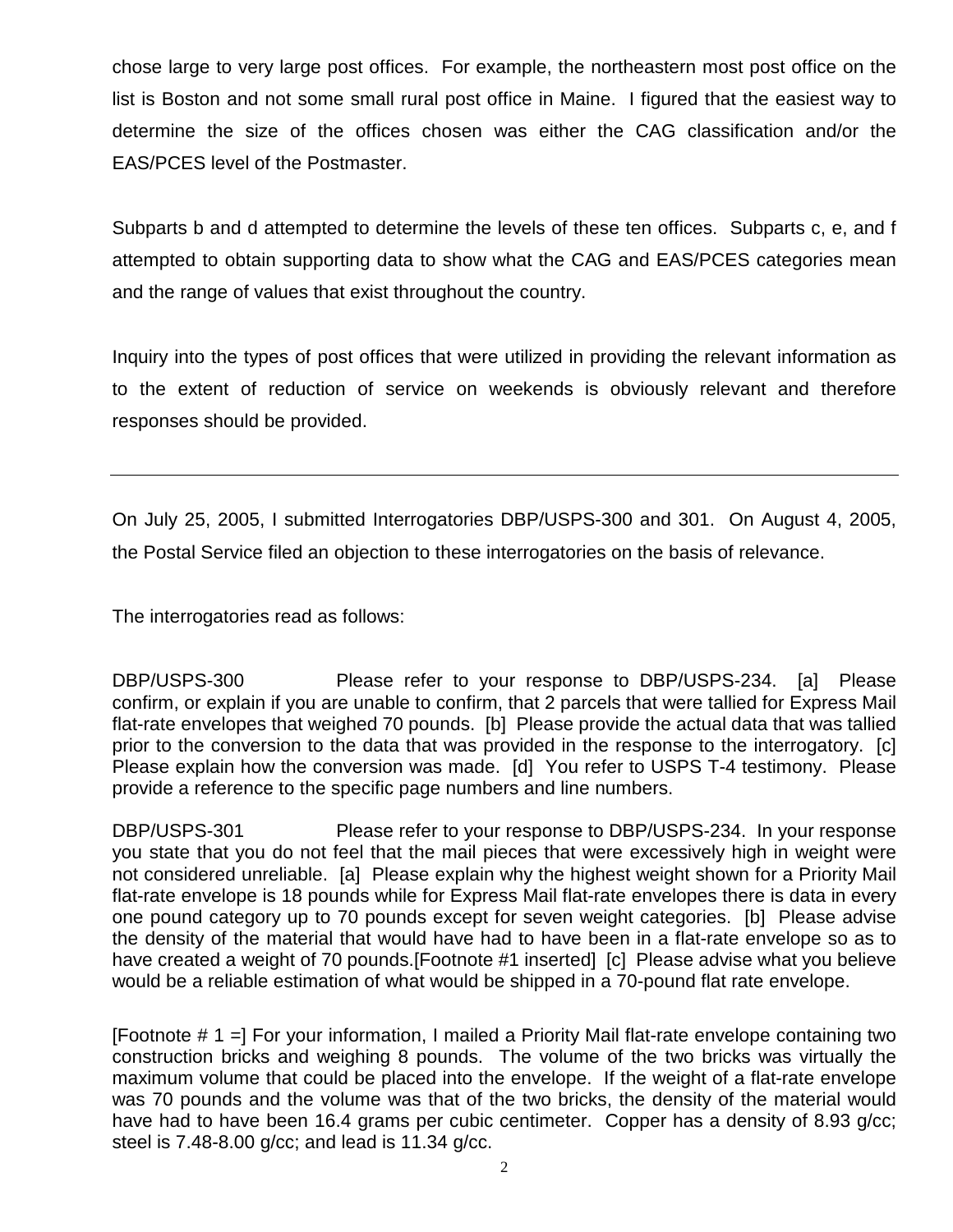chose large to very large post offices. For example, the northeastern most post office on the list is Boston and not some small rural post office in Maine. I figured that the easiest way to determine the size of the offices chosen was either the CAG classification and/or the EAS/PCES level of the Postmaster.

Subparts b and d attempted to determine the levels of these ten offices. Subparts c, e, and f attempted to obtain supporting data to show what the CAG and EAS/PCES categories mean and the range of values that exist throughout the country.

Inquiry into the types of post offices that were utilized in providing the relevant information as to the extent of reduction of service on weekends is obviously relevant and therefore responses should be provided.

---

On July 25, 2005, I submitted Interrogatories DBP/USPS-300 and 301. On August 4, 2005, the Postal Service filed an objection to these interrogatories on the basis of relevance.

The interrogatories read as follows:

DBP/USPS-300 Please refer to your response to DBP/USPS-234. [a] Please confirm, or explain if you are unable to confirm, that 2 parcels that were tallied for Express Mail flat-rate envelopes that weighed 70 pounds. [b] Please provide the actual data that was tallied prior to the conversion to the data that was provided in the response to the interrogatory. [c] Please explain how the conversion was made. [d] You refer to USPS T-4 testimony. Please provide a reference to the specific page numbers and line numbers.

DBP/USPS-301 Please refer to your response to DBP/USPS-234. In your response you state that you do not feel that the mail pieces that were excessively high in weight were not considered unreliable. [a] Please explain why the highest weight shown for a Priority Mail flat-rate envelope is 18 pounds while for Express Mail flat-rate envelopes there is data in every one pound category up to 70 pounds except for seven weight categories. [b] Please advise the density of the material that would have had to have been in a flat-rate envelope so as to have created a weight of 70 pounds.[Footnote #1 inserted] [c] Please advise what you believe would be a reliable estimation of what would be shipped in a 70-pound flat rate envelope.

[Footnote # 1 =] For your information, I mailed a Priority Mail flat-rate envelope containing two construction bricks and weighing 8 pounds. The volume of the two bricks was virtually the maximum volume that could be placed into the envelope. If the weight of a flat-rate envelope was 70 pounds and the volume was that of the two bricks, the density of the material would have had to have been 16.4 grams per cubic centimeter. Copper has a density of 8.93 g/cc; steel is 7.48-8.00 g/cc; and lead is 11.34 g/cc.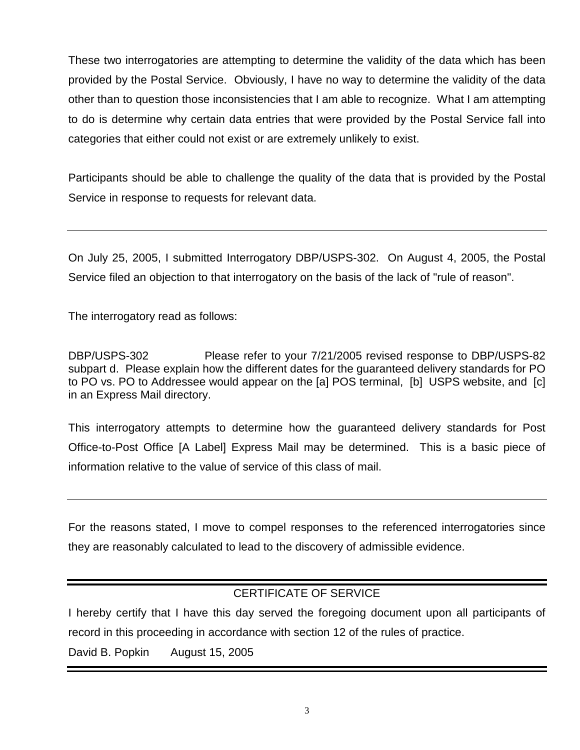These two interrogatories are attempting to determine the validity of the data which has been provided by the Postal Service. Obviously, I have no way to determine the validity of the data other than to question those inconsistencies that I am able to recognize. What I am attempting to do is determine why certain data entries that were provided by the Postal Service fall into categories that either could not exist or are extremely unlikely to exist.

Participants should be able to challenge the quality of the data that is provided by the Postal Service in response to requests for relevant data.

---

On July 25, 2005, I submitted Interrogatory DBP/USPS-302. On August 4, 2005, the Postal Service filed an objection to that interrogatory on the basis of the lack of "rule of reason".

The interrogatory read as follows:

DBP/USPS-302 Please refer to your 7/21/2005 revised response to DBP/USPS-82 subpart d. Please explain how the different dates for the guaranteed delivery standards for PO to PO vs. PO to Addressee would appear on the [a] POS terminal, [b] USPS website, and [c] in an Express Mail directory.

This interrogatory attempts to determine how the guaranteed delivery standards for Post Office-to-Post Office [A Label] Express Mail may be determined. This is a basic piece of information relative to the value of service of this class of mail.

---

For the reasons stated, I move to compel responses to the referenced interrogatories since they are reasonably calculated to lead to the discovery of admissible evidence.

---

CERTIFICATE OF SERVICE

I hereby certify that I have this day served the foregoing document upon all participants of record in this proceeding in accordance with section 12 of the rules of practice.

David B. Popkin August 15, 2005

---